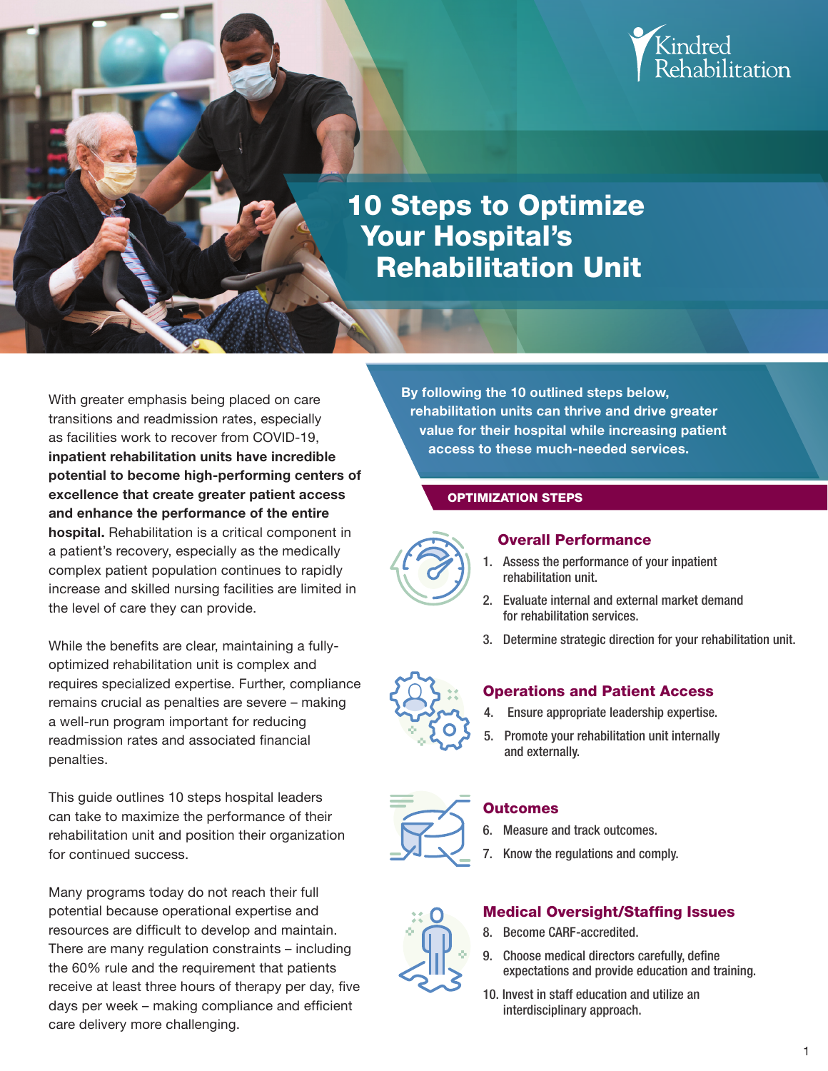Kindred Rehabilitation

# 10 Steps to Optimize Your Hospital's Rehabilitation Unit

With greater emphasis being placed on care transitions and readmission rates, especially as facilities work to recover from COVID-19, **inpatient rehabilitation units have incredible potential to become high-performing centers of excellence that create greater patient access and enhance the performance of the entire hospital.** Rehabilitation is a critical component in a patient's recovery, especially as the medically complex patient population continues to rapidly increase and skilled nursing facilities are limited in the level of care they can provide.

While the benefits are clear, maintaining a fully-optimized rehabilitation unit is complex and requires specialized expertise. Further, compliance remains crucial as penalties are severe – making a well-run program important for reducing readmission rates and associated financial penalties.

This guide outlines 10 steps hospital leaders can take to maximize the performance of their rehabilitation unit and position their organization for continued success.

Many programs today do not reach their full potential because operational expertise and resources are difficult to develop and maintain. There are many regulation constraints – including the 60% rule and the requirement that patients receive at least three hours of therapy per day, five days per week – making compliance and efficient care delivery more challenging.

**By following the 10 outlined steps below, rehabilitation units can thrive and drive greater value for their hospital while increasing patient access to these much-needed services.**

## OPTIMIZATION STEPS

### Overall Performance

1. Assess the performance of your inpatient rehabilitation unit.
2. Evaluate internal and external market demand for rehabilitation services.
3. Determine strategic direction for your rehabilitation unit.

### Operations and Patient Access

4. Ensure appropriate leadership expertise.
5. Promote your rehabilitation unit internally and externally.

### Outcomes

6. Measure and track outcomes.
7. Know the regulations and comply.

### Medical Oversight/Staffing Issues

8. Become CARF-accredited.
9. Choose medical directors carefully, define expectations and provide education and training.
10. Invest in staff education and utilize an interdisciplinary approach.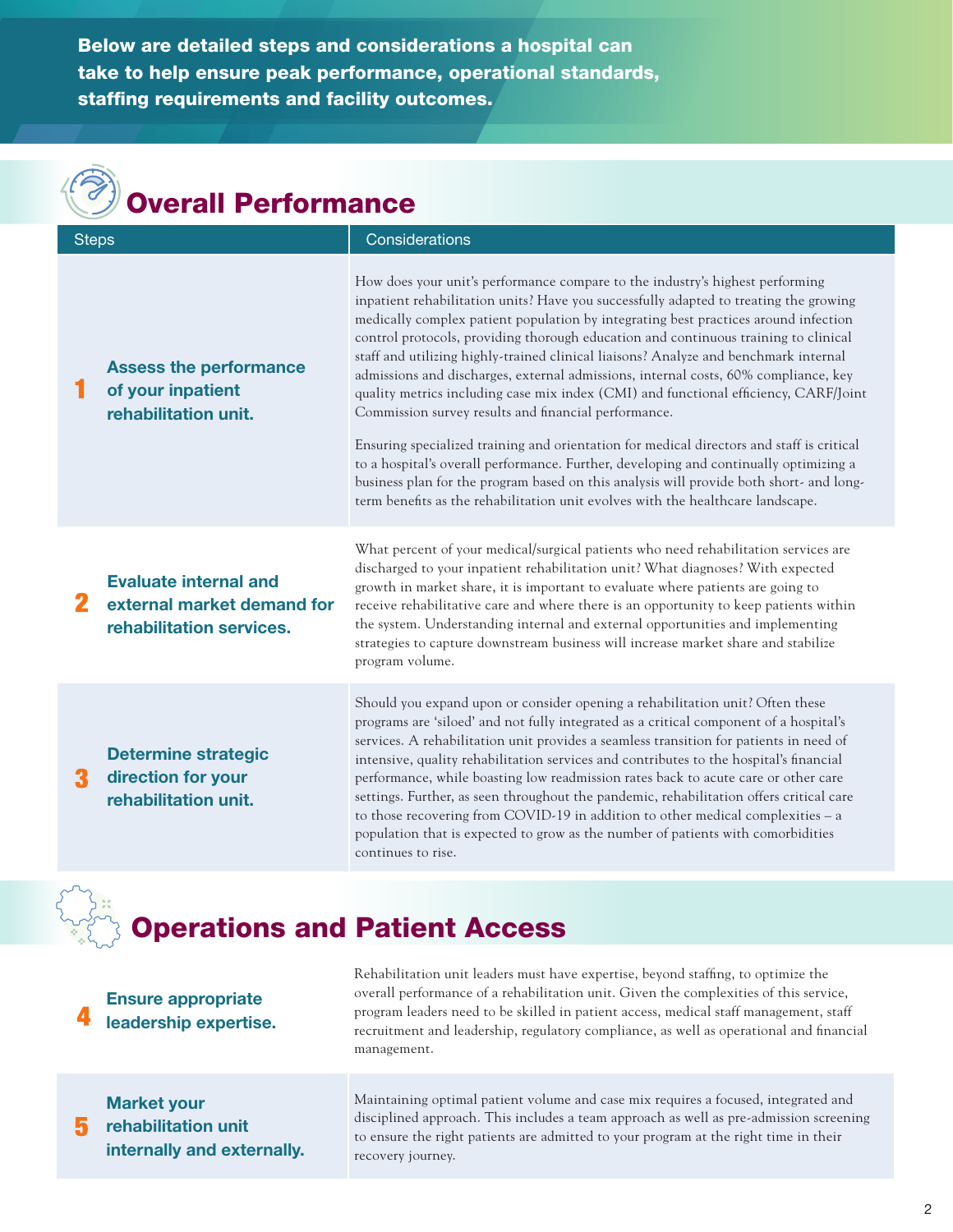**Below are detailed steps and considerations a hospital can take to help ensure peak performance, operational standards, staffing requirements and facility outcomes.**

## Overall Performance

| Steps | Considerations |
|---|---|
| **1 Assess the performance of your inpatient rehabilitation unit.** | How does your unit's performance compare to the industry's highest performing inpatient rehabilitation units? Have you successfully adapted to treating the growing medically complex patient population by integrating best practices around infection control protocols, providing thorough education and continuous training to clinical staff and utilizing highly-trained clinical liaisons? Analyze and benchmark internal admissions and discharges, external admissions, internal costs, 60% compliance, key quality metrics including case mix index (CMI) and functional efficiency, CARF/Joint Commission survey results and financial performance.<br><br>Ensuring specialized training and orientation for medical directors and staff is critical to a hospital's overall performance. Further, developing and continually optimizing a business plan for the program based on this analysis will provide both short- and long-term benefits as the rehabilitation unit evolves with the healthcare landscape. |
| **2 Evaluate internal and external market demand for rehabilitation services.** | What percent of your medical/surgical patients who need rehabilitation services are discharged to your inpatient rehabilitation unit? What diagnoses? With expected growth in market share, it is important to evaluate where patients are going to receive rehabilitative care and where there is an opportunity to keep patients within the system. Understanding internal and external opportunities and implementing strategies to capture downstream business will increase market share and stabilize program volume. |
| **3 Determine strategic direction for your rehabilitation unit.** | Should you expand upon or consider opening a rehabilitation unit? Often these programs are 'siloed' and not fully integrated as a critical component of a hospital's services. A rehabilitation unit provides a seamless transition for patients in need of intensive, quality rehabilitation services and contributes to the hospital's financial performance, while boasting low readmission rates back to acute care or other care settings. Further, as seen throughout the pandemic, rehabilitation offers critical care to those recovering from COVID-19 in addition to other medical complexities – a population that is expected to grow as the number of patients with comorbidities continues to rise. |

## Operations and Patient Access

| Steps | Considerations |
|---|---|
| **4 Ensure appropriate leadership expertise.** | Rehabilitation unit leaders must have expertise, beyond staffing, to optimize the overall performance of a rehabilitation unit. Given the complexities of this service, program leaders need to be skilled in patient access, medical staff management, staff recruitment and leadership, regulatory compliance, as well as operational and financial management. |
| **5 Market your rehabilitation unit internally and externally.** | Maintaining optimal patient volume and case mix requires a focused, integrated and disciplined approach. This includes a team approach as well as pre-admission screening to ensure the right patients are admitted to your program at the right time in their recovery journey. |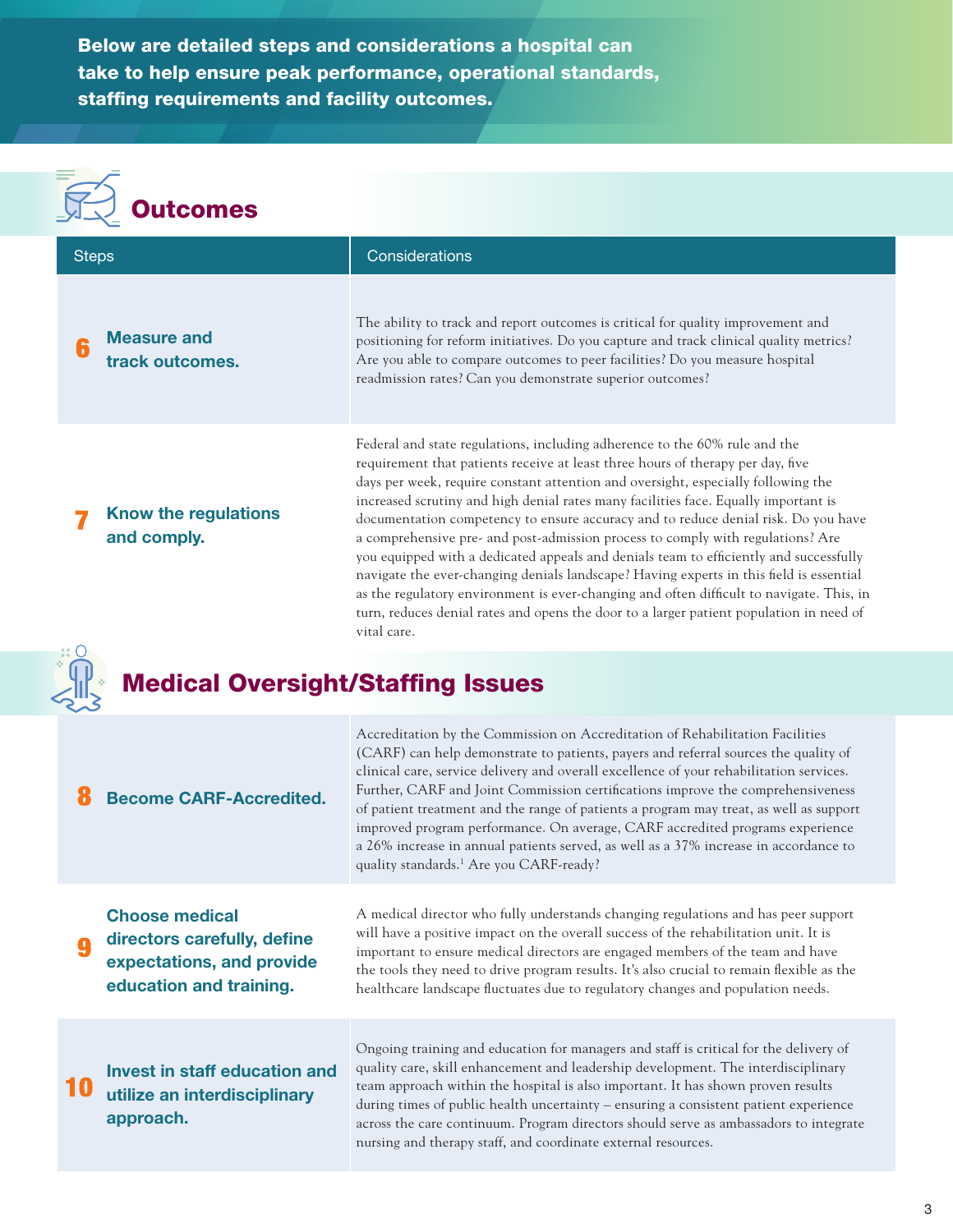**Below are detailed steps and considerations a hospital can take to help ensure peak performance, operational standards, staffing requirements and facility outcomes.**

## Outcomes

| Steps | Considerations |
|---|---|
| **6 Measure and track outcomes.** | The ability to track and report outcomes is critical for quality improvement and positioning for reform initiatives. Do you capture and track clinical quality metrics? Are you able to compare outcomes to peer facilities? Do you measure hospital readmission rates? Can you demonstrate superior outcomes? |
| **7 Know the regulations and comply.** | Federal and state regulations, including adherence to the 60% rule and the requirement that patients receive at least three hours of therapy per day, five days per week, require constant attention and oversight, especially following the increased scrutiny and high denial rates many facilities face. Equally important is documentation competency to ensure accuracy and to reduce denial risk. Do you have a comprehensive pre- and post-admission process to comply with regulations? Are you equipped with a dedicated appeals and denials team to efficiently and successfully navigate the ever-changing denials landscape? Having experts in this field is essential as the regulatory environment is ever-changing and often difficult to navigate. This, in turn, reduces denial rates and opens the door to a larger patient population in need of vital care. |

## Medical Oversight/Staffing Issues

| Steps | Considerations |
|---|---|
| **8 Become CARF-Accredited.** | Accreditation by the Commission on Accreditation of Rehabilitation Facilities (CARF) can help demonstrate to patients, payers and referral sources the quality of clinical care, service delivery and overall excellence of your rehabilitation services. Further, CARF and Joint Commission certifications improve the comprehensiveness of patient treatment and the range of patients a program may treat, as well as support improved program performance. On average, CARF accredited programs experience a 26% increase in annual patients served, as well as a 37% increase in accordance to quality standards.[1] Are you CARF-ready? |
| **9 Choose medical directors carefully, define expectations, and provide education and training.** | A medical director who fully understands changing regulations and has peer support will have a positive impact on the overall success of the rehabilitation unit. It is important to ensure medical directors are engaged members of the team and have the tools they need to drive program results. It's also crucial to remain flexible as the healthcare landscape fluctuates due to regulatory changes and population needs. |
| **10 Invest in staff education and utilize an interdisciplinary approach.** | Ongoing training and education for managers and staff is critical for the delivery of quality care, skill enhancement and leadership development. The interdisciplinary team approach within the hospital is also important. It has shown proven results during times of public health uncertainty – ensuring a consistent patient experience across the care continuum. Program directors should serve as ambassadors to integrate nursing and therapy staff, and coordinate external resources. |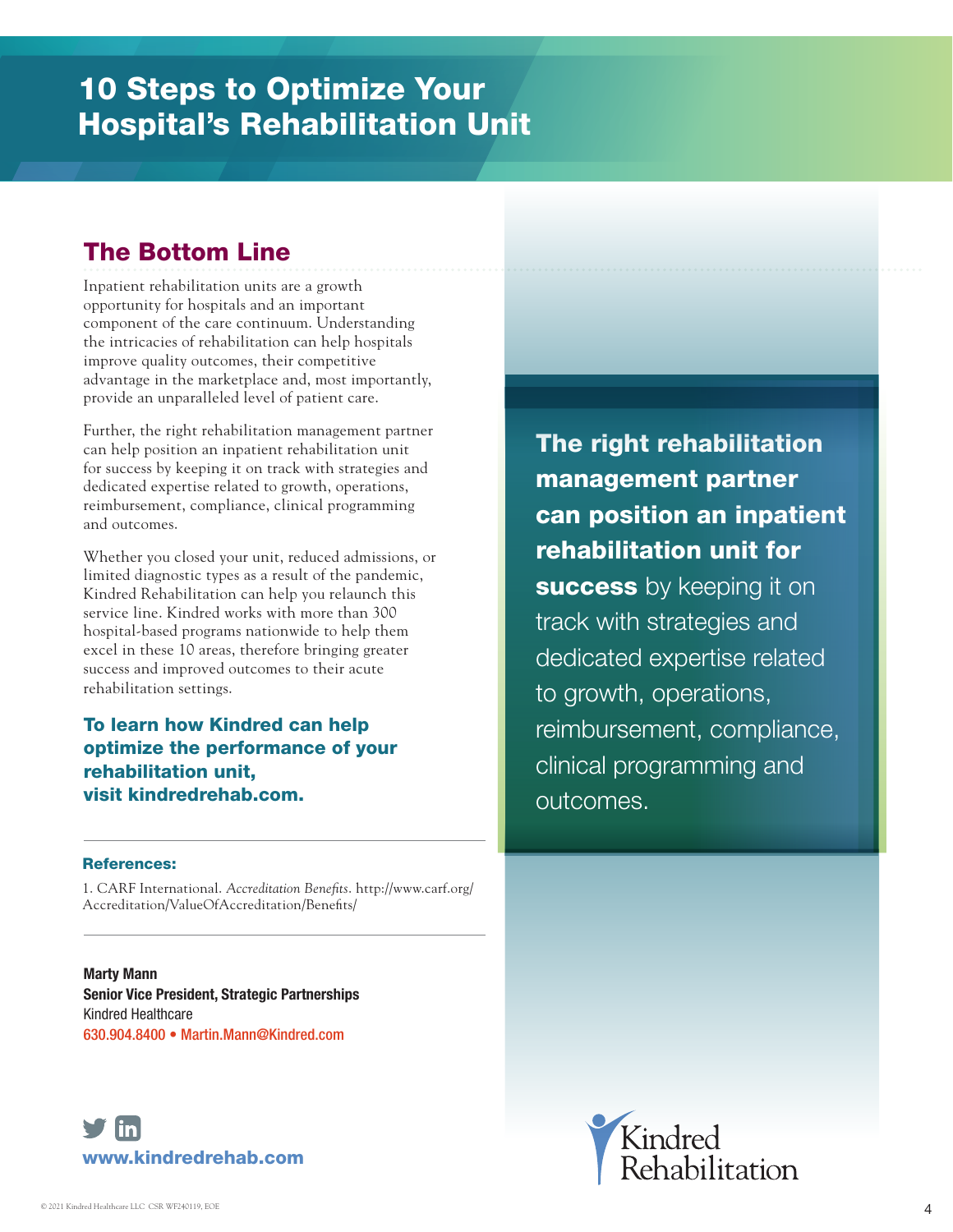# 10 Steps to Optimize Your Hospital's Rehabilitation Unit

## The Bottom Line

Inpatient rehabilitation units are a growth opportunity for hospitals and an important component of the care continuum. Understanding the intricacies of rehabilitation can help hospitals improve quality outcomes, their competitive advantage in the marketplace and, most importantly, provide an unparalleled level of patient care.

Further, the right rehabilitation management partner can help position an inpatient rehabilitation unit for success by keeping it on track with strategies and dedicated expertise related to growth, operations, reimbursement, compliance, clinical programming and outcomes.

Whether you closed your unit, reduced admissions, or limited diagnostic types as a result of the pandemic, Kindred Rehabilitation can help you relaunch this service line. Kindred works with more than 300 hospital-based programs nationwide to help them excel in these 10 areas, therefore bringing greater success and improved outcomes to their acute rehabilitation settings.

**To learn how Kindred can help optimize the performance of your rehabilitation unit, visit kindredrehab.com.**

**The right rehabilitation management partner can position an inpatient rehabilitation unit for success** by keeping it on track with strategies and dedicated expertise related to growth, operations, reimbursement, compliance, clinical programming and outcomes.

---

**References:**

1. CARF International. *Accreditation Benefits*. http://www.carf.org/Accreditation/ValueOfAccreditation/Benefits/

---

**Marty Mann**
**Senior Vice President, Strategic Partnerships**
Kindred Healthcare
630.904.8400 • Martin.Mann@Kindred.com

**www.kindredrehab.com**

Kindred Rehabilitation

© 2021 Kindred Healthcare LLC CSR WF240119, EOE